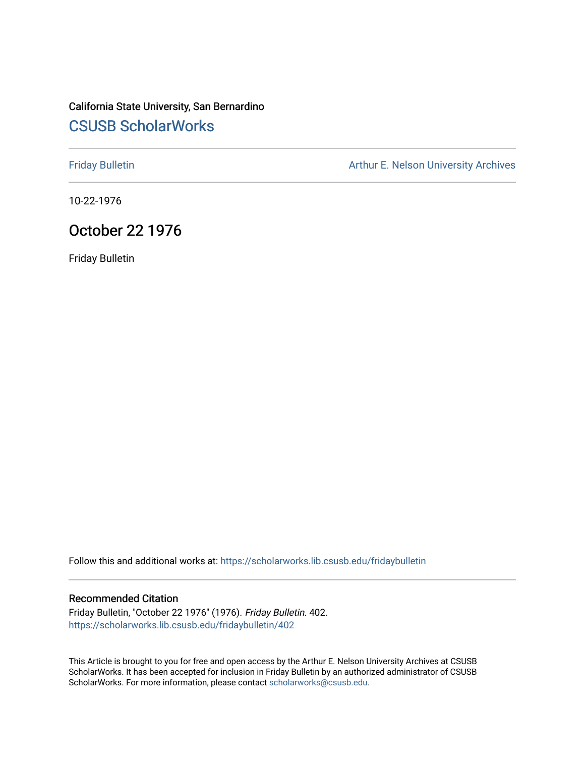California State University, San Bernardino

# CSUSB ScholarWorks

Friday Bulletin

Arthur E. Nelson University Archives

10-22-1976

## October 22 1976

Friday Bulletin

Follow this and additional works at: https://scholarworks.lib.csusb.edu/fridaybulletin

### Recommended Citation

Friday Bulletin, "October 22 1976" (1976). *Friday Bulletin*. 402.
https://scholarworks.lib.csusb.edu/fridaybulletin/402

This Article is brought to you for free and open access by the Arthur E. Nelson University Archives at CSUSB ScholarWorks. It has been accepted for inclusion in Friday Bulletin by an authorized administrator of CSUSB ScholarWorks. For more information, please contact scholarworks@csusb.edu.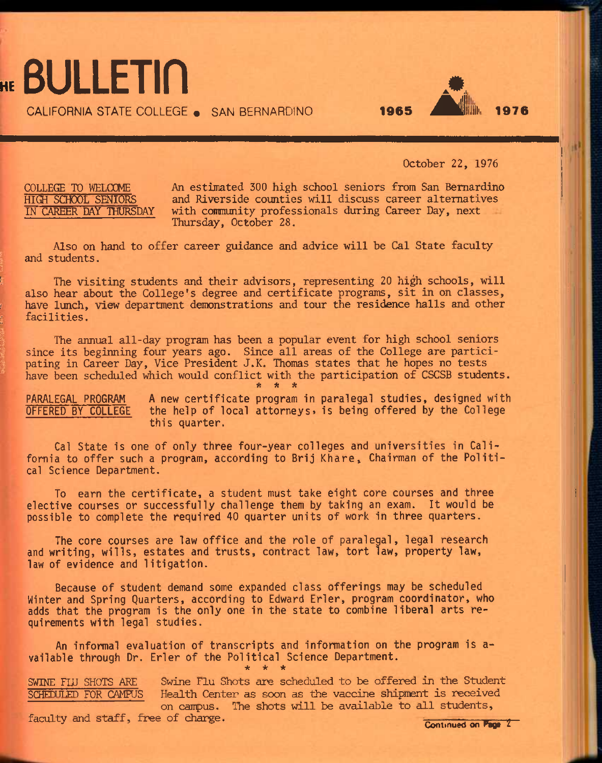# THE BULLETIN

CALIFORNIA STATE COLLEGE • SAN BERNARDINO 1965 1976

October 22, 1976

**COLLEGE TO WELCOME HIGH SCHOOL SENIORS IN CAREER DAY THURSDAY**

An estimated 300 high school seniors from San Bernardino and Riverside counties will discuss career alternatives with community professionals during Career Day, next Thursday, October 28.

Also on hand to offer career guidance and advice will be Cal State faculty and students.

The visiting students and their advisors, representing 20 high schools, will also hear about the College's degree and certificate programs, sit in on classes, have lunch, view department demonstrations and tour the residence halls and other facilities.

The annual all-day program has been a popular event for high school seniors since its beginning four years ago. Since all areas of the College are participating in Career Day, Vice President J.K. Thomas states that he hopes no tests have been scheduled which would conflict with the participation of CSCSB students.

\* \* \*

**PARALEGAL PROGRAM OFFERED BY COLLEGE**

A new certificate program in paralegal studies, designed with the help of local attorneys, is being offered by the College this quarter.

Cal State is one of only three four-year colleges and universities in California to offer such a program, according to Brij Khare, Chairman of the Political Science Department.

To earn the certificate, a student must take eight core courses and three elective courses or successfully challenge them by taking an exam. It would be possible to complete the required 40 quarter units of work in three quarters.

The core courses are law office and the role of paralegal, legal research and writing, wills, estates and trusts, contract law, tort law, property law, law of evidence and litigation.

Because of student demand some expanded class offerings may be scheduled Winter and Spring Quarters, according to Edward Erler, program coordinator, who adds that the program is the only one in the state to combine liberal arts requirements with legal studies.

An informal evaluation of transcripts and information on the program is available through Dr. Erler of the Political Science Department.

\* \* \*

**SWINE FLU SHOTS ARE SCHEDULED FOR CAMPUS**

Swine Flu Shots are scheduled to be offered in the Student Health Center as soon as the vaccine shipment is received on campus. The shots will be available to all students, faculty and staff, free of charge.

Continued on Page 2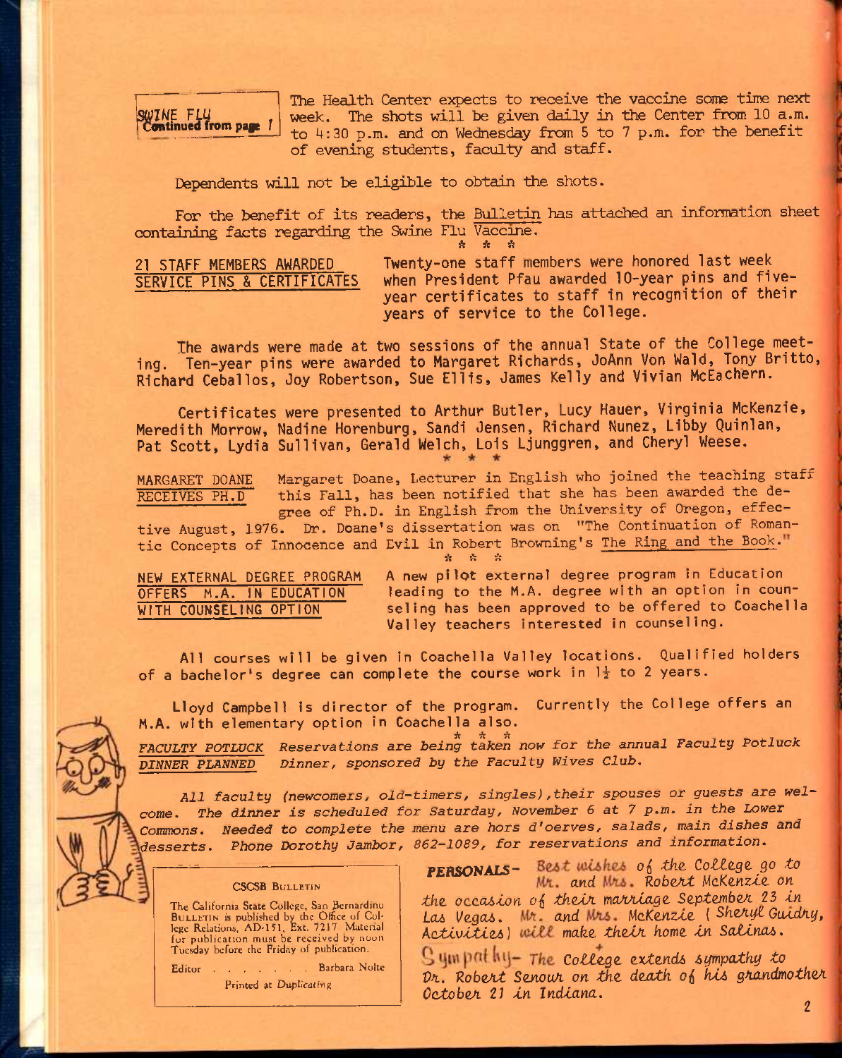**SWINE FLU Continued from page 1**

The Health Center expects to receive the vaccine some time next week. The shots will be given daily in the Center from 10 a.m. to 4:30 p.m. and on Wednesday from 5 to 7 p.m. for the benefit of evening students, faculty and staff.

Dependents will not be eligible to obtain the shots.

For the benefit of its readers, the Bulletin has attached an information sheet containing facts regarding the Swine Flu Vaccine.

\* \* \*

**21 STAFF MEMBERS AWARDED SERVICE PINS & CERTIFICATES**

Twenty-one staff members were honored last week when President Pfau awarded 10-year pins and five-year certificates to staff in recognition of their years of service to the College.

The awards were made at two sessions of the annual State of the College meeting. Ten-year pins were awarded to Margaret Richards, JoAnn Von Wald, Tony Britto, Richard Ceballos, Joy Robertson, Sue Ellis, James Kelly and Vivian McEachern.

Certificates were presented to Arthur Butler, Lucy Hauer, Virginia McKenzie, Meredith Morrow, Nadine Horenburg, Sandi Jensen, Richard Nunez, Libby Quinlan, Pat Scott, Lydia Sullivan, Gerald Welch, Lois Ljunggren, and Cheryl Weese.

\* \* \*

**MARGARET DOANE RECEIVES PH.D**

Margaret Doane, Lecturer in English who joined the teaching staff this Fall, has been notified that she has been awarded the degree of Ph.D. in English from the University of Oregon, effective August, 1976. Dr. Doane's dissertation was on "The Continuation of Romantic Concepts of Innocence and Evil in Robert Browning's The Ring and the Book."

\* \* \*

**NEW EXTERNAL DEGREE PROGRAM OFFERS M.A. IN EDUCATION WITH COUNSELING OPTION**

A new pilot external degree program in Education leading to the M.A. degree with an option in counseling has been approved to be offered to Coachella Valley teachers interested in counseling.

All courses will be given in Coachella Valley locations. Qualified holders of a bachelor's degree can complete the course work in 1½ to 2 years.

Lloyd Campbell is director of the program. Currently the College offers an M.A. with elementary option in Coachella also.

\* \* \*

***FACULTY POTLUCK DINNER PLANNED***

*Reservations are being taken now for the annual Faculty Potluck Dinner, sponsored by the Faculty Wives Club.*

*All faculty (newcomers, old-timers, singles), their spouses or guests are welcome. The dinner is scheduled for Saturday, November 6 at 7 p.m. in the Lower Commons. Needed to complete the menu are hors d'oerves, salads, main dishes and desserts. Phone Dorothy Jambor, 862-1089, for reservations and information.*

**PERSONALS**- *Best wishes of the College go to Mr. and Mrs. Robert McKenzie on the occasion of their marriage September 23 in Las Vegas. Mr. and Mrs. McKenzie (Sheryl Guidry, Activities) will make their home in Salinas.*

**Sympathy**- *The College extends sympathy to Dr. Robert Senour on the death of his grandmother October 21 in Indiana.*

CSCSB BULLETIN

The California State College, San Bernardino BULLETIN is published by the Office of College Relations, AD-151, Ext. 7217. Material for publication must be received by noon Tuesday before the Friday of publication.

Editor . . . . . . . Barbara Nolte

Printed at Duplicating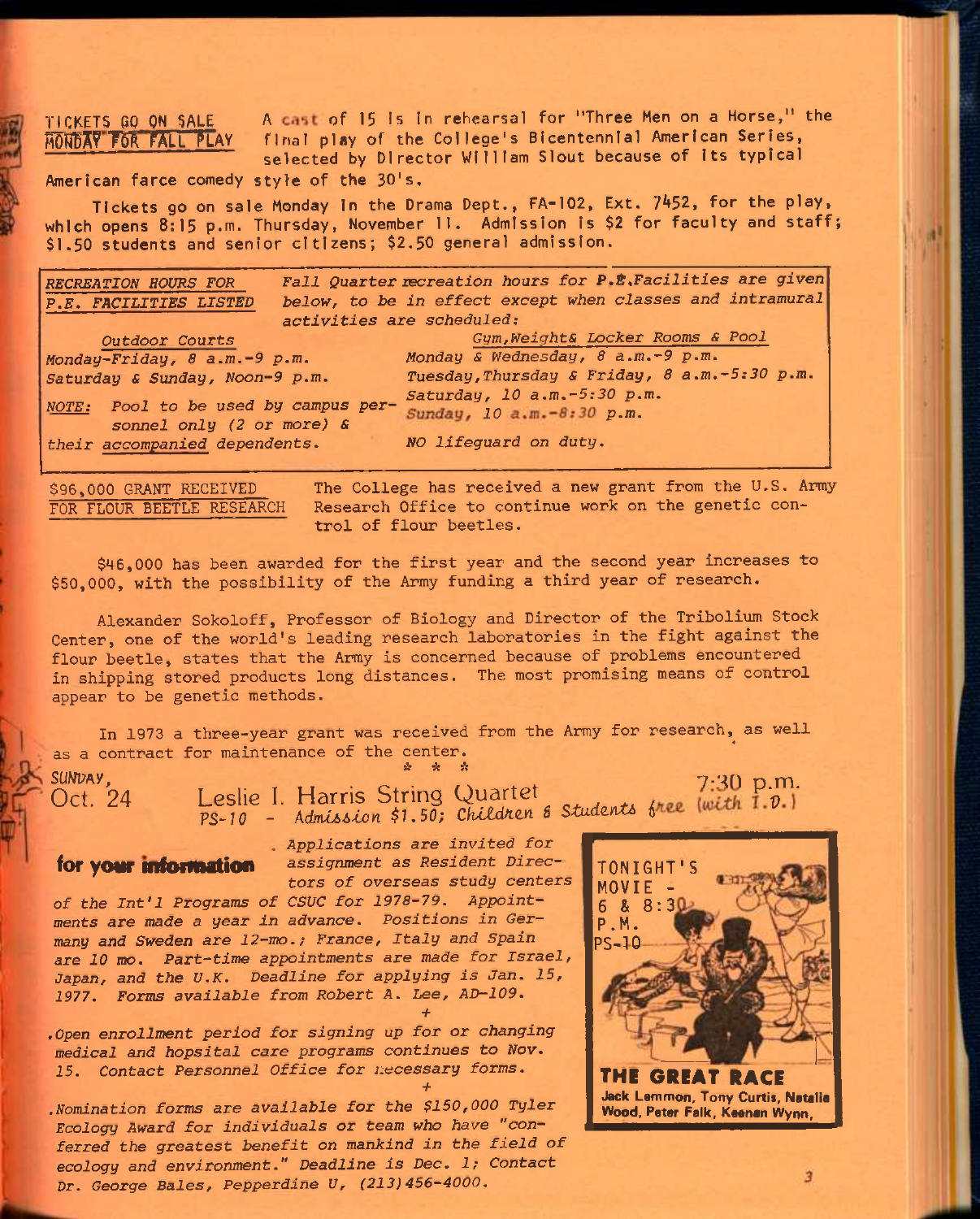## TICKETS GO ON SALE MONDAY FOR FALL PLAY

A cast of 15 is in rehearsal for "Three Men on a Horse," the final play of the College's Bicentennial American Series, selected by Director William Slout because of its typical American farce comedy style of the 30's.

Tickets go on sale Monday in the Drama Dept., FA-102, Ext. 7452, for the play, which opens 8:15 p.m. Thursday, November 11. Admission is $2 for faculty and staff; $1.50 students and senior citizens; $2.50 general admission.

## *RECREATION HOURS FOR P.E. FACILITIES LISTED*

*Fall Quarter recreation hours for P.E. Facilities are given below, to be in effect except when classes and intramural activities are scheduled:*

*Outdoor Courts*
*Monday-Friday, 8 a.m.-9 p.m.*
*Saturday & Sunday, Noon-9 p.m.*

*Gym, Weight & Locker Rooms & Pool*
*Monday & Wednesday, 8 a.m.-9 p.m.*
*Tuesday, Thursday & Friday, 8 a.m.-5:30 p.m.*
*Saturday, 10 a.m.-5:30 p.m.*
*Sunday, 10 a.m.-8:30 p.m.*

*NOTE: Pool to be used by campus personnel only (2 or more) & their accompanied dependents.*

*NO lifeguard on duty.*

## $96,000 GRANT RECEIVED FOR FLOUR BEETLE RESEARCH

The College has received a new grant from the U.S. Army Research Office to continue work on the genetic control of flour beetles.

$46,000 has been awarded for the first year and the second year increases to $50,000, with the possibility of the Army funding a third year of research.

Alexander Sokoloff, Professor of Biology and Director of the Tribolium Stock Center, one of the world's leading research laboratories in the fight against the flour beetle, states that the Army is concerned because of problems encountered in shipping stored products long distances. The most promising means of control appear to be genetic methods.

In 1973 a three-year grant was received from the Army for research, as well as a contract for maintenance of the center.

\* \* \*

*SUNDAY,* Oct. 24 — Leslie I. Harris String Quartet — 7:30 p.m.
*PS-10 - Admission $1.50; Children & Students free (with I.D.)*

## for your information

*Applications are invited for assignment as Resident Directors of overseas study centers of the Int'l Programs of CSUC for 1978-79. Appointments are made a year in advance. Positions in Germany and Sweden are 12-mo.; France, Italy and Spain are 10 mo. Part-time appointments are made for Israel, Japan, and the U.K. Deadline for applying is Jan. 15, 1977. Forms available from Robert A. Lee, AD-109.*

+

*Open enrollment period for signing up for or changing medical and hopsital care programs continues to Nov. 15. Contact Personnel Office for necessary forms.*

+

*Nomination forms are available for the $150,000 Tyler Ecology Award for individuals or team who have "conferred the greatest benefit on mankind in the field of ecology and environment." Deadline is Dec. 1; Contact Dr. George Bales, Pepperdine U, (213)456-4000.*

TONIGHT'S MOVIE - 6 & 8:30 P.M. PS-10

**THE GREAT RACE**
**Jack Lemmon, Tony Curtis, Natalie Wood, Peter Falk, Keenan Wynn,**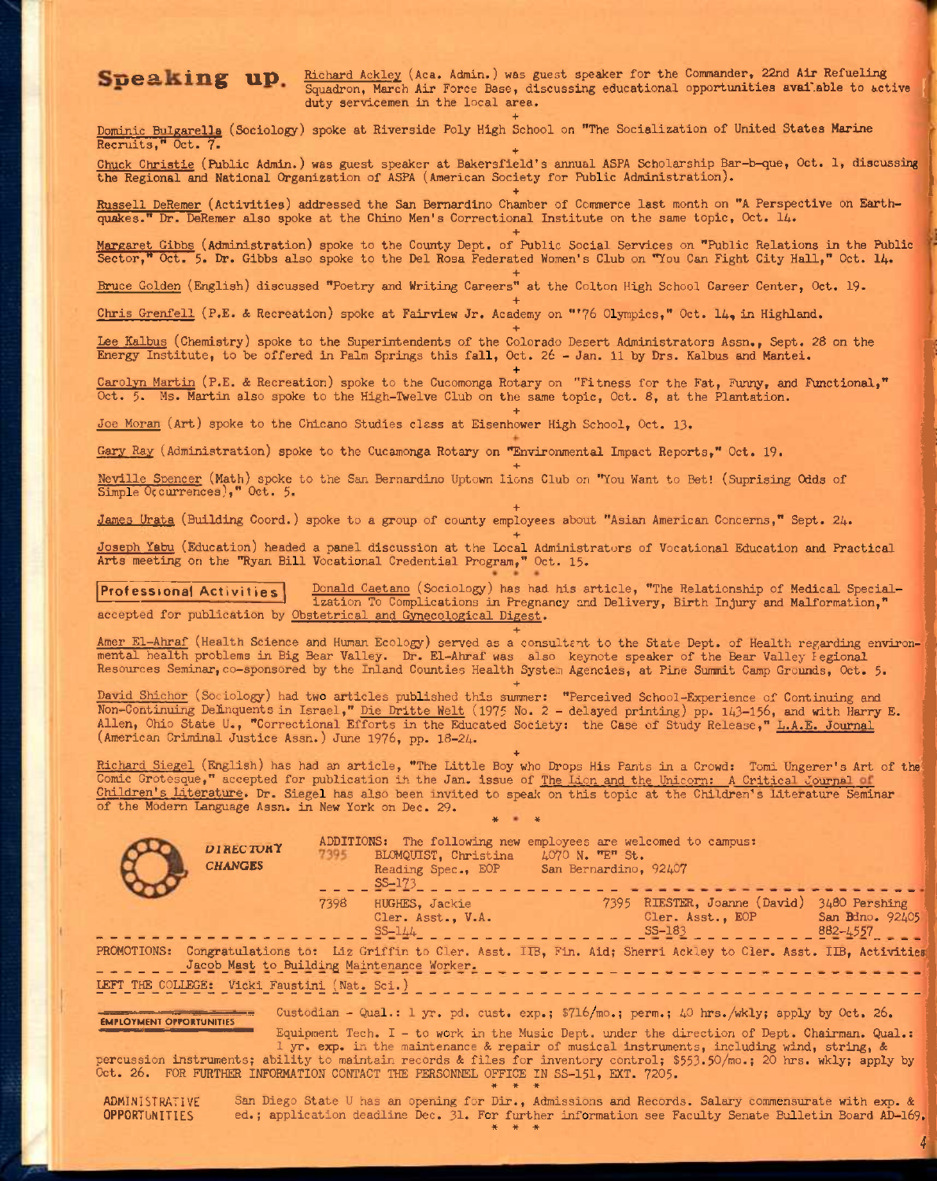## Speaking up.

Richard Ackley (Aca. Admin.) was guest speaker for the Commander, 22nd Air Refueling Squadron, March Air Force Base, discussing educational opportunities available to active duty servicemen in the local area.

+

Dominic Bulgarella (Sociology) spoke at Riverside Poly High School on "The Socialization of United States Marine Recruits," Oct. 7.

+

Chuck Christie (Public Admin.) was guest speaker at Bakersfield's annual ASPA Scholarship Bar-b-que, Oct. 1, discussing the Regional and National Organization of ASPA (American Society for Public Administration).

+

Russell DeRemer (Activities) addressed the San Bernardino Chamber of Commerce last month on "A Perspective on Earthquakes." Dr. DeRemer also spoke at the Chino Men's Correctional Institute on the same topic, Oct. 14.

+

Margaret Gibbs (Administration) spoke to the County Dept. of Public Social Services on "Public Relations in the Public Sector," Oct. 5. Dr. Gibbs also spoke to the Del Rosa Federated Women's Club on "You Can Fight City Hall," Oct. 14.

+

Bruce Golden (English) discussed "Poetry and Writing Careers" at the Colton High School Career Center, Oct. 19.

+

Chris Grenfell (P.E. & Recreation) spoke at Fairview Jr. Academy on "'76 Olympics," Oct. 14, in Highland.

+

Lee Kalbus (Chemistry) spoke to the Superintendents of the Colorado Desert Administrators Assn., Sept. 28 on the Energy Institute, to be offered in Palm Springs this fall, Oct. 26 - Jan. 11 by Drs. Kalbus and Mantei.

+

Carolyn Martin (P.E. & Recreation) spoke to the Cucomonga Rotary on "Fitness for the Fat, Funny, and Functional," Oct. 5. Ms. Martin also spoke to the High-Twelve Club on the same topic, Oct. 8, at the Plantation.

+

Joe Moran (Art) spoke to the Chicano Studies class at Eisenhower High School, Oct. 13.

+

Gary Ray (Administration) spoke to the Cucamonga Rotary on "Environmental Impact Reports," Oct. 19.

+

Neville Spencer (Math) spoke to the San Bernardino Uptown Lions Club on "You Want to Bet! (Suprising Odds of Simple Occurrences)," Oct. 5.

+

James Urata (Building Coord.) spoke to a group of county employees about "Asian American Concerns," Sept. 24.

+

Joseph Yabu (Education) headed a panel discussion at the Local Administrators of Vocational Education and Practical Arts meeting on the "Ryan Bill Vocational Credential Program," Oct. 15.

\* \* \*

## Professional Activities

Donald Caetano (Sociology) has had his article, "The Relationship of Medical Specialization To Complications in Pregnancy and Delivery, Birth Injury and Malformation," accepted for publication by Obstetrical and Gynecological Digest.

+

Amer El-Ahraf (Health Science and Human Ecology) served as a consultant to the State Dept. of Health regarding environmental health problems in Big Bear Valley. Dr. El-Ahraf was also keynote speaker of the Bear Valley Regional Resources Seminar, co-sponsored by the Inland Counties Health System Agencies, at Pine Summit Camp Grounds, Oct. 5.

+

David Shichor (Sociology) had two articles published this summer: "Perceived School-Experience of Continuing and Non-Continuing Delinquents in Israel," Die Dritte Welt (1975 No. 2 - delayed printing) pp. 143-156, and with Harry E. Allen, Ohio State U., "Correctional Efforts in the Educated Society: the Case of Study Release," L.A.E. Journal (American Criminal Justice Assn.) June 1976, pp. 18-24.

+

Richard Siegel (English) has had an article, "The Little Boy who Drops His Pants in a Crowd: Tomi Ungerer's Art of the Comic Grotesque," accepted for publication in the Jan. issue of The Lion and the Unicorn: A Critical Journal of Children's Literature. Dr. Siegel has also been invited to speak on this topic at the Children's Literature Seminar of the Modern Language Assn. in New York on Dec. 29.

\* \* \*

## DIRECTORY CHANGES

ADDITIONS: The following new employees are welcomed to campus:

7395 BLOMQUIST, Christina — Reading Spec., EOP — SS-173 — 4070 N. "E" St., San Bernardino, 92407

7398 HUGHES, Jackie — Cler. Asst., V.A. — SS-144

7395 RIESTER, Joanne (David) — Cler. Asst., EOP — SS-183 — 3480 Pershing, San Bdno. 92405 — 882-4557

PROMOTIONS: Congratulations to: Liz Griffin to Cler. Asst. IIB, Fin. Aid; Sherri Ackley to Cler. Asst. IIB, Activities; Jacob Mast to Building Maintenance Worker.

LEFT THE COLLEGE: Vicki Faustini (Nat. Sci.)

## EMPLOYMENT OPPORTUNITIES

Custodian - Qual.: 1 yr. pd. cust. exp.; $716/mo.; perm.; 40 hrs./wkly; apply by Oct. 26.

Equipment Tech. I - to work in the Music Dept. under the direction of Dept. Chairman. Qual.: 1 yr. exp. in the maintenance & repair of musical instruments, including wind, string, & percussion instruments; ability to maintain records & files for inventory control; $553.50/mo.; 20 hrs. wkly; apply by Oct. 26. FOR FURTHER INFORMATION CONTACT THE PERSONNEL OFFICE IN SS-151, EXT. 7205.

\* \* \*

## ADMINISTRATIVE OPPORTUNITIES

San Diego State U has an opening for Dir., Admissions and Records. Salary commensurate with exp. & ed.; application deadline Dec. 31. For further information see Faculty Senate Bulletin Board AD-169.

\* \* \*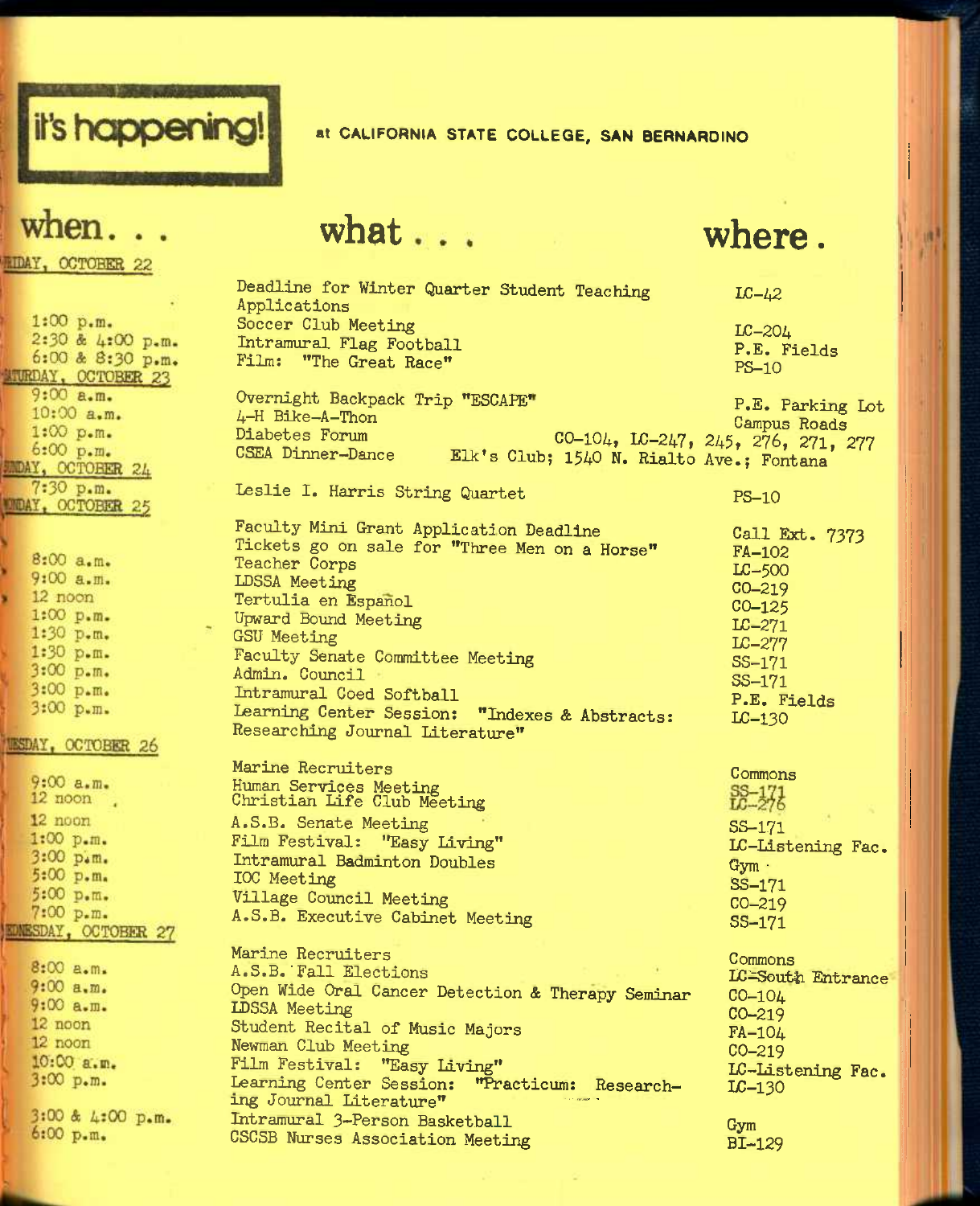# it's happening!

**at CALIFORNIA STATE COLLEGE, SAN BERNARDINO**

| when... | what... | where. |
|---|---|---|
| **FRIDAY, OCTOBER 22** | | |
| | Deadline for Winter Quarter Student Teaching Applications | LC-42 |
| 1:00 p.m. | Soccer Club Meeting | LC-204 |
| 2:30 & 4:00 p.m. | Intramural Flag Football | P.E. Fields |
| 6:00 & 8:30 p.m. | Film: "The Great Race" | PS-10 |
| **SATURDAY, OCTOBER 23** | | |
| 9:00 a.m. | Overnight Backpack Trip "ESCAPE" | P.E. Parking Lot |
| 10:00 a.m. | 4-H Bike-A-Thon | Campus Roads |
| 1:00 p.m. | Diabetes Forum | CO-104, LC-247, 245, 276, 271, 277 |
| 6:00 p.m. | CSEA Dinner-Dance | Elk's Club; 1540 N. Rialto Ave.; Fontana |
| **SUNDAY, OCTOBER 24** | | |
| 7:30 p.m. | Leslie I. Harris String Quartet | PS-10 |
| **MONDAY, OCTOBER 25** | | |
| | Faculty Mini Grant Application Deadline | Call Ext. 7373 |
| | Tickets go on sale for "Three Men on a Horse" | FA-102 |
| 8:00 a.m. | Teacher Corps | LC-500 |
| 9:00 a.m. | LDSSA Meeting | CO-219 |
| 12 noon | Tertulia en Español | CO-125 |
| 1:00 p.m. | Upward Bound Meeting | LC-271 |
| 1:30 p.m. | GSU Meeting | LC-277 |
| 1:30 p.m. | Faculty Senate Committee Meeting | SS-171 |
| 3:00 p.m. | Admin. Council | SS-171 |
| 3:00 p.m. | Intramural Coed Softball | P.E. Fields |
| 3:00 p.m. | Learning Center Session: "Indexes & Abstracts: Researching Journal Literature" | LC-130 |
| **TUESDAY, OCTOBER 26** | | |
| | Marine Recruiters | Commons |
| 9:00 a.m. | Human Services Meeting | SS-171 |
| 12 noon | Christian Life Club Meeting | LC-276 |
| 12 noon | A.S.B. Senate Meeting | SS-171 |
| 1:00 p.m. | Film Festival: "Easy Living" | LC-Listening Fac. |
| 3:00 p.m. | Intramural Badminton Doubles | Gym |
| 5:00 p.m. | IOC Meeting | SS-171 |
| 5:00 p.m. | Village Council Meeting | CO-219 |
| 7:00 p.m. | A.S.B. Executive Cabinet Meeting | SS-171 |
| **WEDNESDAY, OCTOBER 27** | | |
| | Marine Recruiters | Commons |
| 8:00 a.m. | A.S.B. Fall Elections | LC-South Entrance |
| 9:00 a.m. | Open Wide Oral Cancer Detection & Therapy Seminar | CO-104 |
| 9:00 a.m. | LDSSA Meeting | CO-219 |
| 12 noon | Student Recital of Music Majors | FA-104 |
| 12 noon | Newman Club Meeting | CO-219 |
| 10:00 a.m. | Film Festival: "Easy Living" | LC-Listening Fac. |
| 3:00 p.m. | Learning Center Session: "Practicum: Researching Journal Literature" | LC-130 |
| 3:00 & 4:00 p.m. | Intramural 3-Person Basketball | Gym |
| 6:00 p.m. | CSCSB Nurses Association Meeting | BI-129 |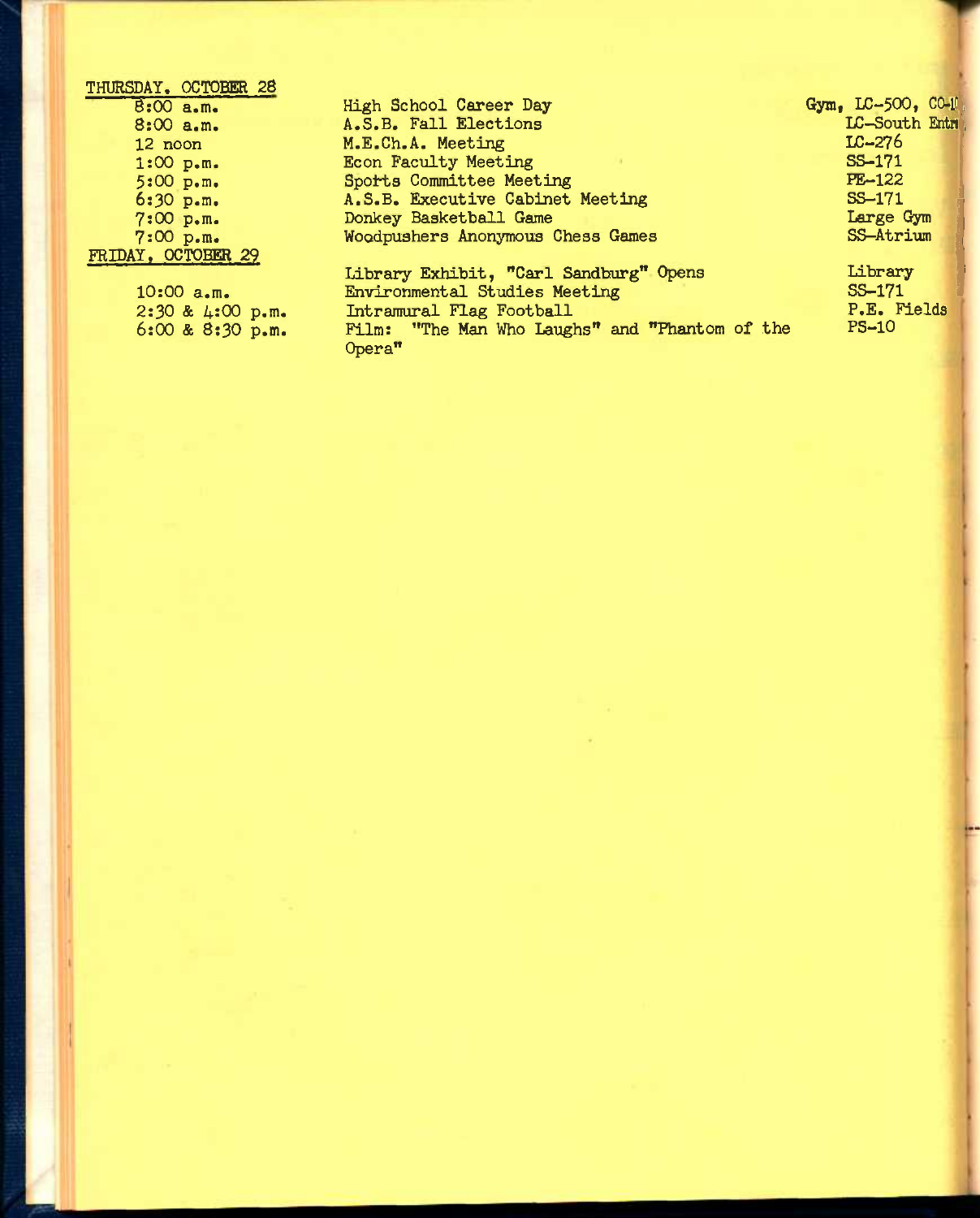**THURSDAY, OCTOBER 28**

| | | |
|---|---|---|
| 8:00 a.m. | High School Career Day | Gym, LC-500, CO-10 |
| 8:00 a.m. | A.S.B. Fall Elections | LC-South Entr |
| 12 noon | M.E.Ch.A. Meeting | LC-276 |
| 1:00 p.m. | Econ Faculty Meeting | SS-171 |
| 5:00 p.m. | Sports Committee Meeting | PE-122 |
| 6:30 p.m. | A.S.B. Executive Cabinet Meeting | SS-171 |
| 7:00 p.m. | Donkey Basketball Game | Large Gym |
| 7:00 p.m. | Woodpushers Anonymous Chess Games | SS-Atrium |

**FRIDAY, OCTOBER 29**

| | | |
|---|---|---|
| | Library Exhibit, "Carl Sandburg" Opens | Library |
| 10:00 a.m. | Environmental Studies Meeting | SS-171 |
| 2:30 & 4:00 p.m. | Intramural Flag Football | P.E. Fields |
| 6:00 & 8:30 p.m. | Film: "The Man Who Laughs" and "Phantom of the Opera" | PS-10 |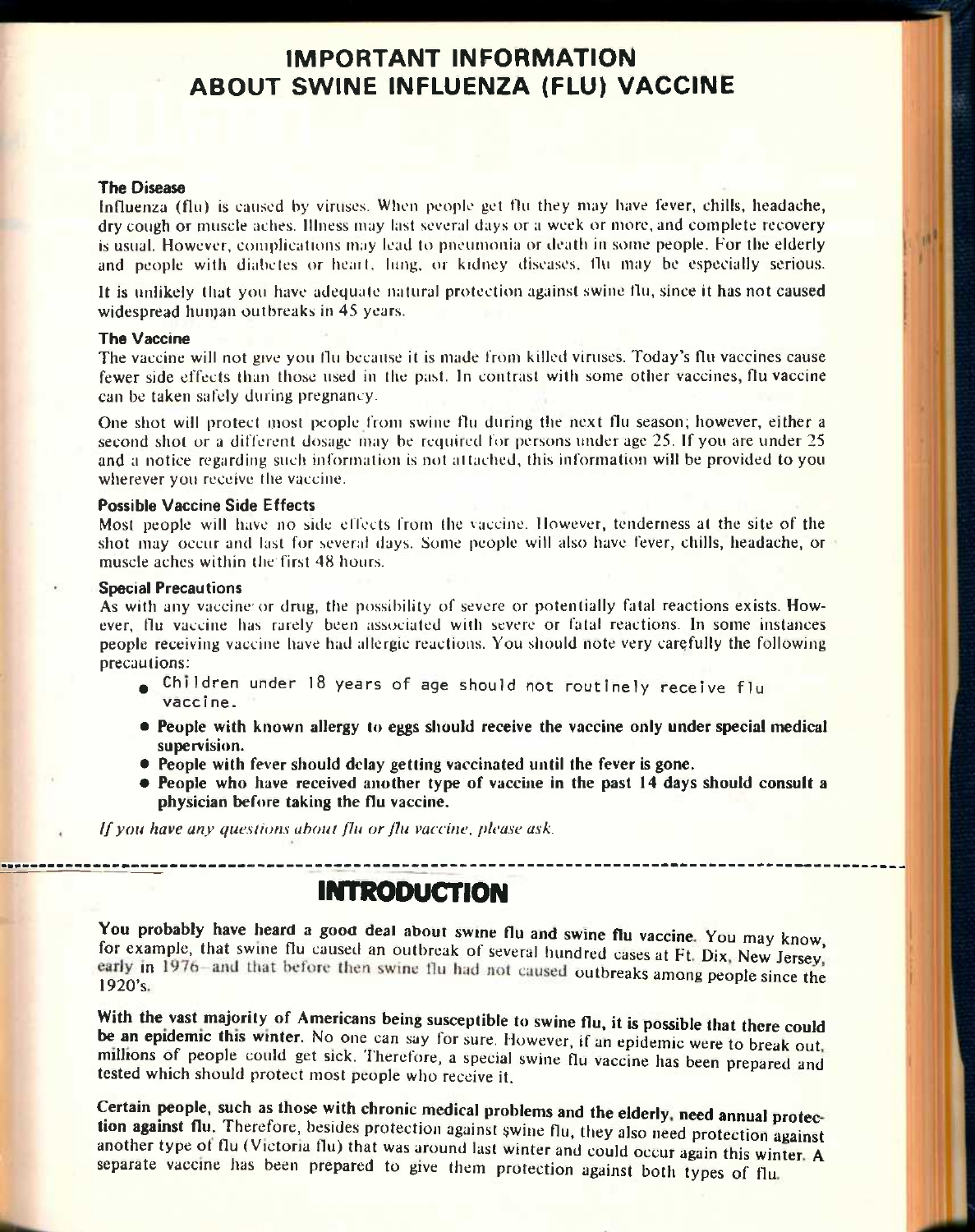# IMPORTANT INFORMATION ABOUT SWINE INFLUENZA (FLU) VACCINE

### The Disease

Influenza (flu) is caused by viruses. When people get flu they may have fever, chills, headache, dry cough or muscle aches. Illness may last several days or a week or more, and complete recovery is usual. However, complications may lead to pneumonia or death in some people. For the elderly and people with diabetes or heart, lung, or kidney diseases, flu may be especially serious.

It is unlikely that you have adequate natural protection against swine flu, since it has not caused widespread human outbreaks in 45 years.

### The Vaccine

The vaccine will not give you flu because it is made from killed viruses. Today's flu vaccines cause fewer side effects than those used in the past. In contrast with some other vaccines, flu vaccine can be taken safely during pregnancy.

One shot will protect most people from swine flu during the next flu season; however, either a second shot or a different dosage may be required for persons under age 25. If you are under 25 and a notice regarding such information is not attached, this information will be provided to you wherever you receive the vaccine.

### Possible Vaccine Side Effects

Most people will have no side effects from the vaccine. However, tenderness at the site of the shot may occur and last for several days. Some people will also have fever, chills, headache, or muscle aches within the first 48 hours.

### Special Precautions

As with any vaccine or drug, the possibility of severe or potentially fatal reactions exists. However, flu vaccine has rarely been associated with severe or fatal reactions. In some instances people receiving vaccine have had allergic reactions. You should note very carefully the following precautions:

- Children under 18 years of age should not routinely receive flu vaccine.
- **People with known allergy to eggs should receive the vaccine only under special medical supervision.**
- **People with fever should delay getting vaccinated until the fever is gone.**
- **People who have received another type of vaccine in the past 14 days should consult a physician before taking the flu vaccine.**

*If you have any questions about flu or flu vaccine, please ask.*

---

## INTRODUCTION

**You probably have heard a good deal about swine flu and swine flu vaccine.** You may know, for example, that swine flu caused an outbreak of several hundred cases at Ft. Dix, New Jersey, early in 1976—and that before then swine flu had not caused outbreaks among people since the 1920's.

**With the vast majority of Americans being susceptible to swine flu, it is possible that there could be an epidemic this winter.** No one can say for sure. However, if an epidemic were to break out, millions of people could get sick. Therefore, a special swine flu vaccine has been prepared and tested which should protect most people who receive it.

**Certain people, such as those with chronic medical problems and the elderly, need annual protection against flu.** Therefore, besides protection against swine flu, they also need protection against another type of flu (Victoria flu) that was around last winter and could occur again this winter. A separate vaccine has been prepared to give them protection against both types of flu.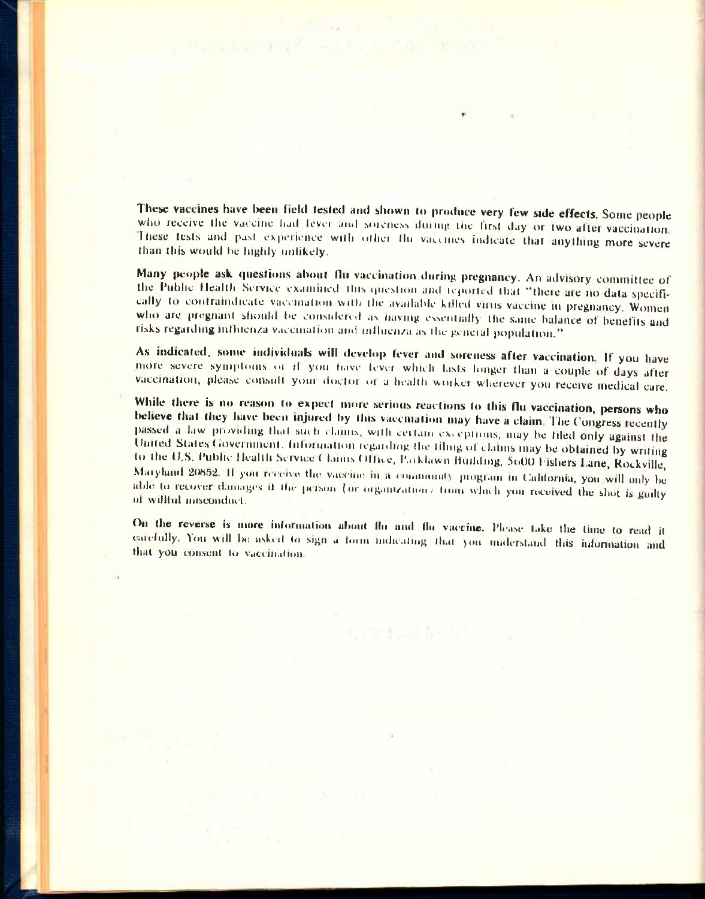**These vaccines have been field tested and shown to produce very few side effects.** Some people who receive the vaccine had fever and soreness during the first day or two after vaccination. These tests and past experience with other flu vaccines indicate that anything more severe than this would be highly unlikely.

**Many people ask questions about flu vaccination during pregnancy.** An advisory committee of the Public Health Service examined this question and reported that "there are no data specifically to contraindicate vaccination with the available killed virus vaccine in pregnancy. Women who are pregnant should be considered as having essentially the same balance of benefits and risks regarding influenza vaccination and influenza as the general population."

**As indicated, some individuals will develop fever and soreness after vaccination.** If you have more severe symptoms or if you have fever which lasts longer than a couple of days after vaccination, please consult your doctor or a health worker wherever you receive medical care.

**While there is no reason to expect more serious reactions to this flu vaccination, persons who believe that they have been injured by this vaccination may have a claim.** The Congress recently passed a law providing that such claims, with certain exceptions, may be filed only against the United States Government. Information regarding the filing of claims may be obtained by writing to the U.S. Public Health Service Claims Office, Parklawn Building, 5600 Fishers Lane, Rockville, Maryland 20852. If you receive the vaccine in a community program in California, you will only be able to recover damages if the person (or organization) from which you received the shot is guilty of willful misconduct.

**On the reverse is more information about flu and flu vaccine.** Please take the time to read it carefully. You will be asked to sign a form indicating that you understand this information and that you consent to vaccination.